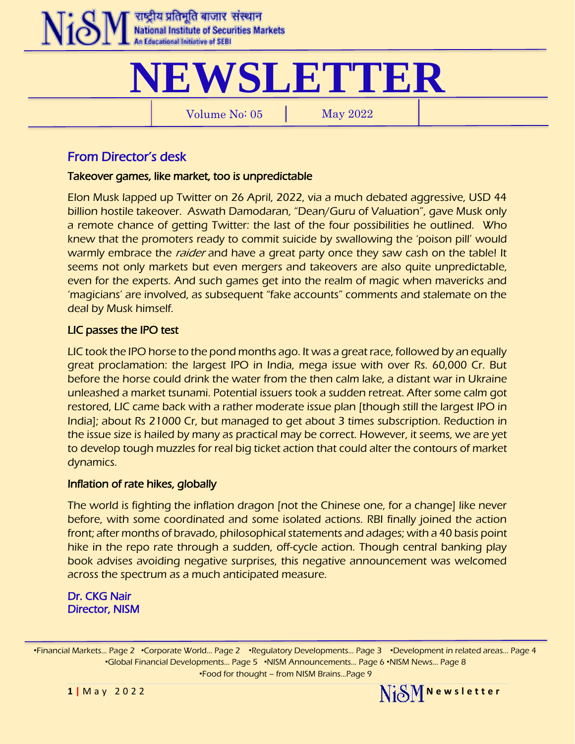राष्ट्रीय प्रतिभूति बाजार संस्थान
National Institute of Securities Markets
An Educational Initiative of SEBI

# NEWSLETTER

Volume No: 05 | May 2022

## From Director's desk

### Takeover games, like market, too is unpredictable

Elon Musk lapped up Twitter on 26 April, 2022, via a much debated aggressive, USD 44 billion hostile takeover. Aswath Damodaran, "Dean/Guru of Valuation", gave Musk only a remote chance of getting Twitter: the last of the four possibilities he outlined. Who knew that the promoters ready to commit suicide by swallowing the 'poison pill' would warmly embrace the *raider* and have a great party once they saw cash on the table! It seems not only markets but even mergers and takeovers are also quite unpredictable, even for the experts. And such games get into the realm of magic when mavericks and 'magicians' are involved, as subsequent "fake accounts" comments and stalemate on the deal by Musk himself.

### LIC passes the IPO test

LIC took the IPO horse to the pond months ago. It was a great race, followed by an equally great proclamation: the largest IPO in India, mega issue with over Rs. 60,000 Cr. But before the horse could drink the water from the then calm lake, a distant war in Ukraine unleashed a market tsunami. Potential issuers took a sudden retreat. After some calm got restored, LIC came back with a rather moderate issue plan [though still the largest IPO in India]; about Rs 21000 Cr, but managed to get about 3 times subscription. Reduction in the issue size is hailed by many as practical may be correct. However, it seems, we are yet to develop tough muzzles for real big ticket action that could alter the contours of market dynamics.

### Inflation of rate hikes, globally

The world is fighting the inflation dragon [not the Chinese one, for a change] like never before, with some coordinated and some isolated actions. RBI finally joined the action front; after months of bravado, philosophical statements and adages; with a 40 basis point hike in the repo rate through a sudden, off-cycle action. Though central banking play book advises avoiding negative surprises, this negative announcement was welcomed across the spectrum as a much anticipated measure.

Dr. CKG Nair
Director, NISM

▪Financial Markets... Page 2 ▪Corporate World... Page 2 ▪Regulatory Developments... Page 3 ▪Development in related areas... Page 4 ▪Global Financial Developments... Page 5 ▪NISM Announcements... Page 6 ▪NISM News... Page 8 ▪Food for thought – from NISM Brains...Page 9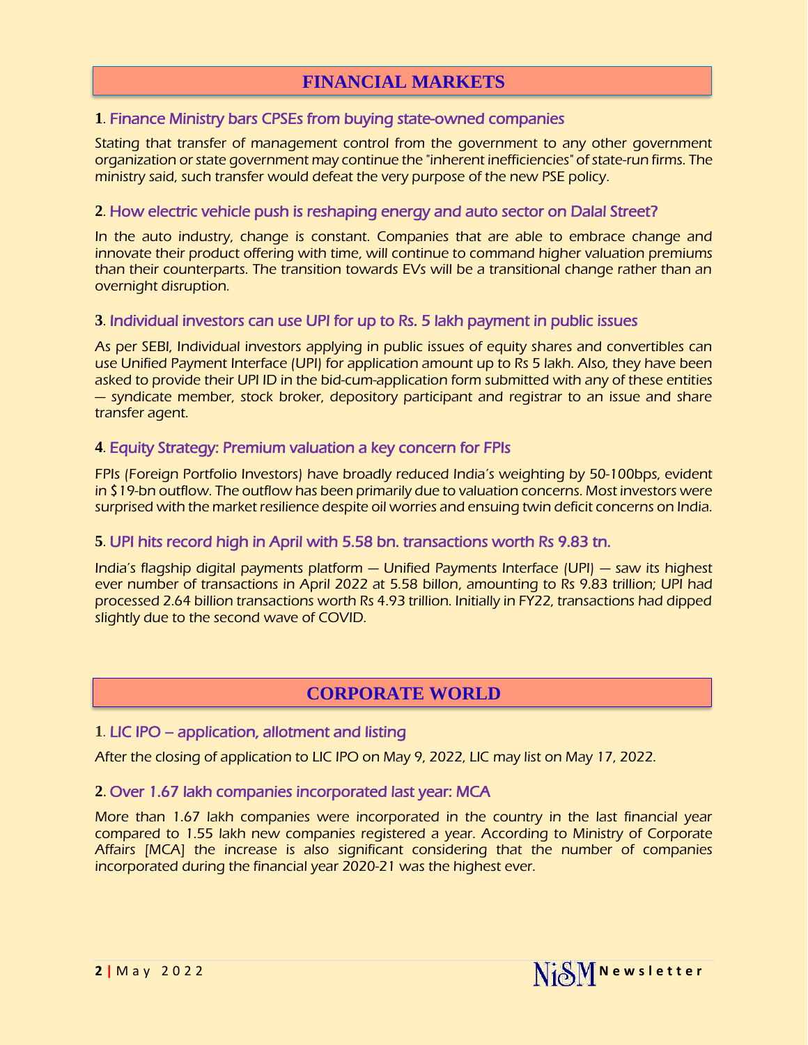# FINANCIAL MARKETS

### 1. Finance Ministry bars CPSEs from buying state-owned companies

Stating that transfer of management control from the government to any other government organization or state government may continue the "inherent inefficiencies" of state-run firms. The ministry said, such transfer would defeat the very purpose of the new PSE policy.

### 2. How electric vehicle push is reshaping energy and auto sector on Dalal Street?

In the auto industry, change is constant. Companies that are able to embrace change and innovate their product offering with time, will continue to command higher valuation premiums than their counterparts. The transition towards EVs will be a transitional change rather than an overnight disruption.

### 3. Individual investors can use UPI for up to Rs. 5 lakh payment in public issues

As per SEBI, Individual investors applying in public issues of equity shares and convertibles can use Unified Payment Interface (UPI) for application amount up to Rs 5 lakh. Also, they have been asked to provide their UPI ID in the bid-cum-application form submitted with any of these entities — syndicate member, stock broker, depository participant and registrar to an issue and share transfer agent.

### 4. Equity Strategy: Premium valuation a key concern for FPIs

FPIs (Foreign Portfolio Investors) have broadly reduced India's weighting by 50-100bps, evident in $19-bn outflow. The outflow has been primarily due to valuation concerns. Most investors were surprised with the market resilience despite oil worries and ensuing twin deficit concerns on India.

### 5. UPI hits record high in April with 5.58 bn. transactions worth Rs 9.83 tn.

India's flagship digital payments platform — Unified Payments Interface (UPI) — saw its highest ever number of transactions in April 2022 at 5.58 billon, amounting to Rs 9.83 trillion; UPI had processed 2.64 billion transactions worth Rs 4.93 trillion. Initially in FY22, transactions had dipped slightly due to the second wave of COVID.

# CORPORATE WORLD

### 1. LIC IPO – application, allotment and listing

After the closing of application to LIC IPO on May 9, 2022, LIC may list on May 17, 2022.

### 2. Over 1.67 lakh companies incorporated last year: MCA

More than 1.67 lakh companies were incorporated in the country in the last financial year compared to 1.55 lakh new companies registered a year. According to Ministry of Corporate Affairs [MCA] the increase is also significant considering that the number of companies incorporated during the financial year 2020-21 was the highest ever.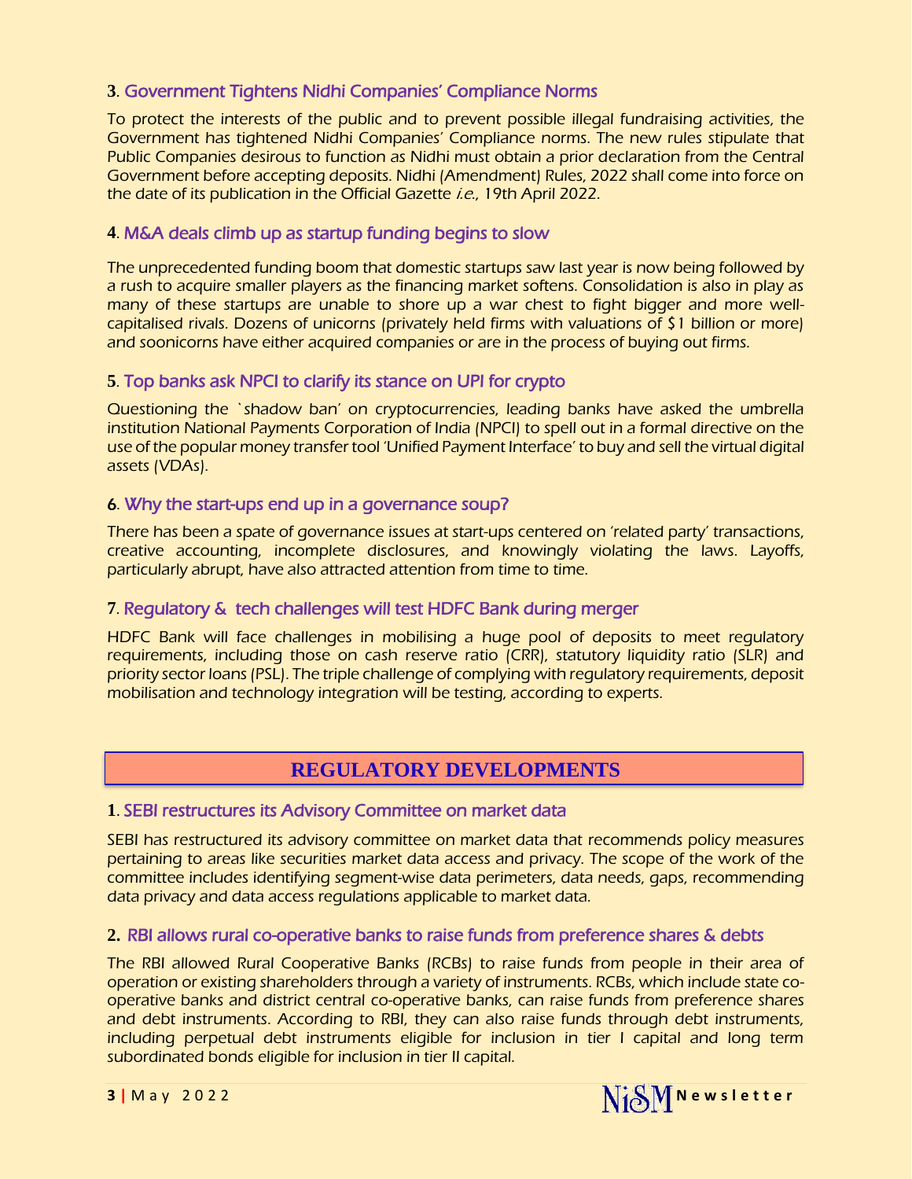### 3. Government Tightens Nidhi Companies' Compliance Norms

To protect the interests of the public and to prevent possible illegal fundraising activities, the Government has tightened Nidhi Companies' Compliance norms. The new rules stipulate that Public Companies desirous to function as Nidhi must obtain a prior declaration from the Central Government before accepting deposits. Nidhi (Amendment) Rules, 2022 shall come into force on the date of its publication in the Official Gazette *i.e.*, 19th April 2022.

### 4. M&A deals climb up as startup funding begins to slow

The unprecedented funding boom that domestic startups saw last year is now being followed by a rush to acquire smaller players as the financing market softens. Consolidation is also in play as many of these startups are unable to shore up a war chest to fight bigger and more well-capitalised rivals. Dozens of unicorns (privately held firms with valuations of $1 billion or more) and soonicorns have either acquired companies or are in the process of buying out firms.

### 5. Top banks ask NPCI to clarify its stance on UPI for crypto

Questioning the `shadow ban' on cryptocurrencies, leading banks have asked the umbrella institution National Payments Corporation of India (NPCI) to spell out in a formal directive on the use of the popular money transfer tool 'Unified Payment Interface' to buy and sell the virtual digital assets (VDAs).

### 6. Why the start-ups end up in a governance soup?

There has been a spate of governance issues at start-ups centered on 'related party' transactions, creative accounting, incomplete disclosures, and knowingly violating the laws. Layoffs, particularly abrupt, have also attracted attention from time to time.

### 7. Regulatory & tech challenges will test HDFC Bank during merger

HDFC Bank will face challenges in mobilising a huge pool of deposits to meet regulatory requirements, including those on cash reserve ratio (CRR), statutory liquidity ratio (SLR) and priority sector loans (PSL). The triple challenge of complying with regulatory requirements, deposit mobilisation and technology integration will be testing, according to experts.

## REGULATORY DEVELOPMENTS

### 1. SEBI restructures its Advisory Committee on market data

SEBI has restructured its advisory committee on market data that recommends policy measures pertaining to areas like securities market data access and privacy. The scope of the work of the committee includes identifying segment-wise data perimeters, data needs, gaps, recommending data privacy and data access regulations applicable to market data.

### 2. RBI allows rural co-operative banks to raise funds from preference shares & debts

The RBI allowed Rural Cooperative Banks (RCBs) to raise funds from people in their area of operation or existing shareholders through a variety of instruments. RCBs, which include state co-operative banks and district central co-operative banks, can raise funds from preference shares and debt instruments. According to RBI, they can also raise funds through debt instruments, including perpetual debt instruments eligible for inclusion in tier I capital and long term subordinated bonds eligible for inclusion in tier II capital.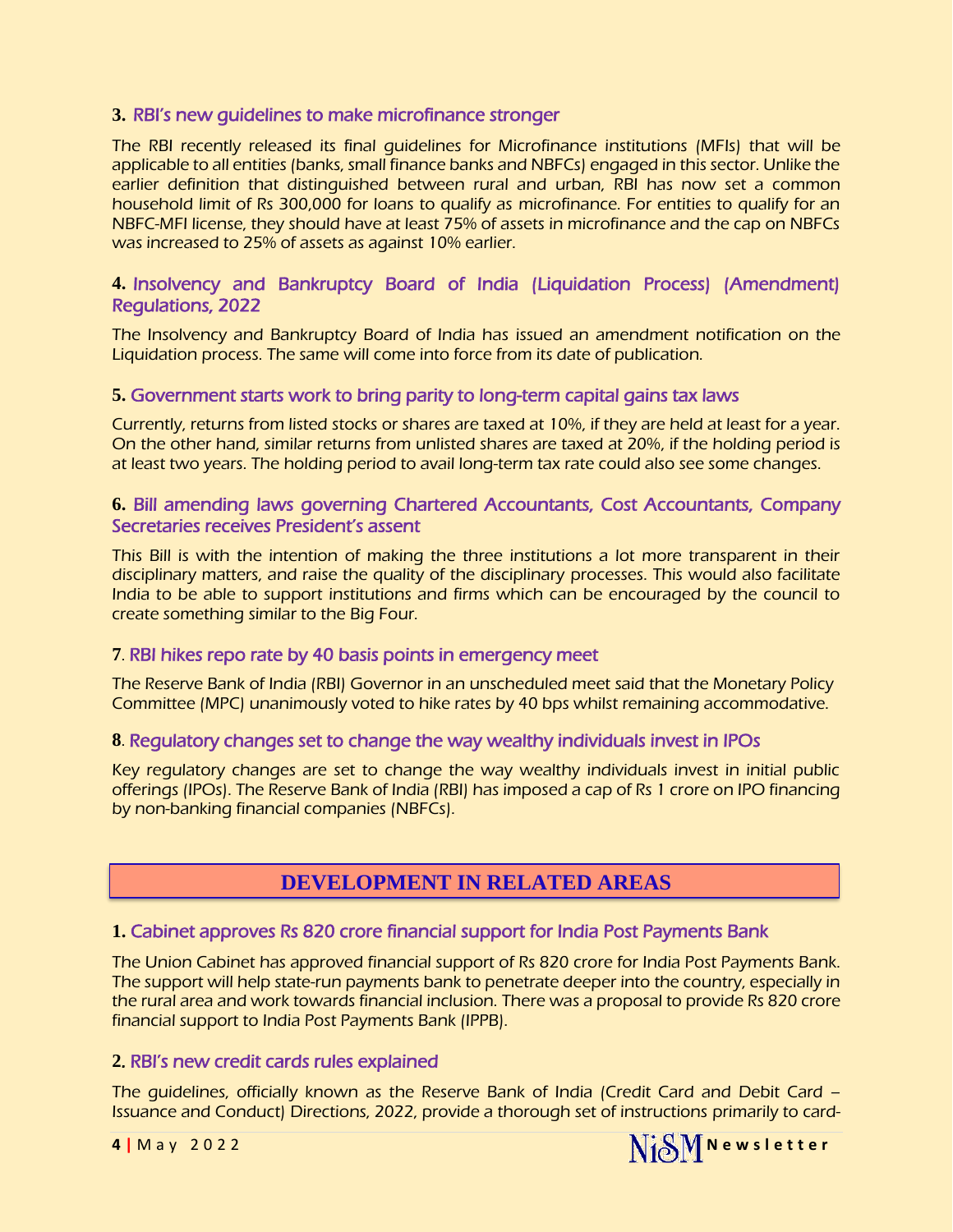### 3. RBI's new guidelines to make microfinance stronger

The RBI recently released its final guidelines for Microfinance institutions (MFIs) that will be applicable to all entities (banks, small finance banks and NBFCs) engaged in this sector. Unlike the earlier definition that distinguished between rural and urban, RBI has now set a common household limit of Rs 300,000 for loans to qualify as microfinance. For entities to qualify for an NBFC-MFI license, they should have at least 75% of assets in microfinance and the cap on NBFCs was increased to 25% of assets as against 10% earlier.

### 4. Insolvency and Bankruptcy Board of India (Liquidation Process) (Amendment) Regulations, 2022

The Insolvency and Bankruptcy Board of India has issued an amendment notification on the Liquidation process. The same will come into force from its date of publication.

### 5. Government starts work to bring parity to long-term capital gains tax laws

Currently, returns from listed stocks or shares are taxed at 10%, if they are held at least for a year. On the other hand, similar returns from unlisted shares are taxed at 20%, if the holding period is at least two years. The holding period to avail long-term tax rate could also see some changes.

### 6. Bill amending laws governing Chartered Accountants, Cost Accountants, Company Secretaries receives President's assent

This Bill is with the intention of making the three institutions a lot more transparent in their disciplinary matters, and raise the quality of the disciplinary processes. This would also facilitate India to be able to support institutions and firms which can be encouraged by the council to create something similar to the Big Four.

### 7. RBI hikes repo rate by 40 basis points in emergency meet

The Reserve Bank of India (RBI) Governor in an unscheduled meet said that the Monetary Policy Committee (MPC) unanimously voted to hike rates by 40 bps whilst remaining accommodative.

### 8. Regulatory changes set to change the way wealthy individuals invest in IPOs

Key regulatory changes are set to change the way wealthy individuals invest in initial public offerings (IPOs). The Reserve Bank of India (RBI) has imposed a cap of Rs 1 crore on IPO financing by non-banking financial companies (NBFCs).

## DEVELOPMENT IN RELATED AREAS

### 1. Cabinet approves Rs 820 crore financial support for India Post Payments Bank

The Union Cabinet has approved financial support of Rs 820 crore for India Post Payments Bank. The support will help state-run payments bank to penetrate deeper into the country, especially in the rural area and work towards financial inclusion. There was a proposal to provide Rs 820 crore financial support to India Post Payments Bank (IPPB).

### 2. RBI's new credit cards rules explained

The guidelines, officially known as the Reserve Bank of India (Credit Card and Debit Card – Issuance and Conduct) Directions, 2022, provide a thorough set of instructions primarily to card-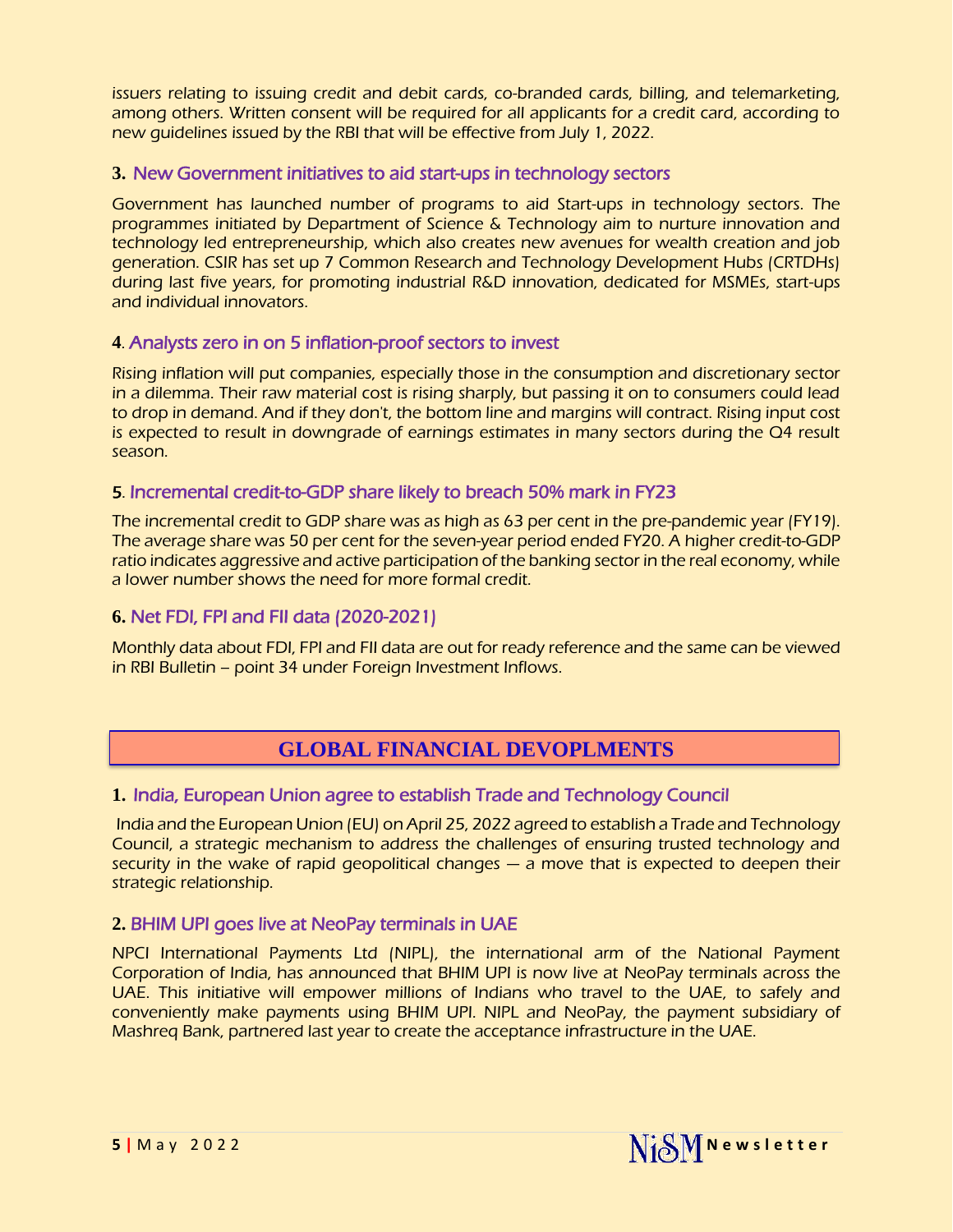issuers relating to issuing credit and debit cards, co-branded cards, billing, and telemarketing, among others. Written consent will be required for all applicants for a credit card, according to new guidelines issued by the RBI that will be effective from July 1, 2022.

### 3. New Government initiatives to aid start-ups in technology sectors

Government has launched number of programs to aid Start-ups in technology sectors. The programmes initiated by Department of Science & Technology aim to nurture innovation and technology led entrepreneurship, which also creates new avenues for wealth creation and job generation. CSIR has set up 7 Common Research and Technology Development Hubs (CRTDHs) during last five years, for promoting industrial R&D innovation, dedicated for MSMEs, start-ups and individual innovators.

### 4. Analysts zero in on 5 inflation-proof sectors to invest

Rising inflation will put companies, especially those in the consumption and discretionary sector in a dilemma. Their raw material cost is rising sharply, but passing it on to consumers could lead to drop in demand. And if they don't, the bottom line and margins will contract. Rising input cost is expected to result in downgrade of earnings estimates in many sectors during the Q4 result season.

### 5. Incremental credit-to-GDP share likely to breach 50% mark in FY23

The incremental credit to GDP share was as high as 63 per cent in the pre-pandemic year (FY19). The average share was 50 per cent for the seven-year period ended FY20. A higher credit-to-GDP ratio indicates aggressive and active participation of the banking sector in the real economy, while a lower number shows the need for more formal credit.

### 6. Net FDI, FPI and FII data (2020-2021)

Monthly data about FDI, FPI and FII data are out for ready reference and the same can be viewed in RBI Bulletin – point 34 under Foreign Investment Inflows.

## GLOBAL FINANCIAL DEVOPLMENTS

### 1. India, European Union agree to establish Trade and Technology Council

India and the European Union (EU) on April 25, 2022 agreed to establish a Trade and Technology Council, a strategic mechanism to address the challenges of ensuring trusted technology and security in the wake of rapid geopolitical changes — a move that is expected to deepen their strategic relationship.

### 2. BHIM UPI goes live at NeoPay terminals in UAE

NPCI International Payments Ltd (NIPL), the international arm of the National Payment Corporation of India, has announced that BHIM UPI is now live at NeoPay terminals across the UAE. This initiative will empower millions of Indians who travel to the UAE, to safely and conveniently make payments using BHIM UPI. NIPL and NeoPay, the payment subsidiary of Mashreq Bank, partnered last year to create the acceptance infrastructure in the UAE.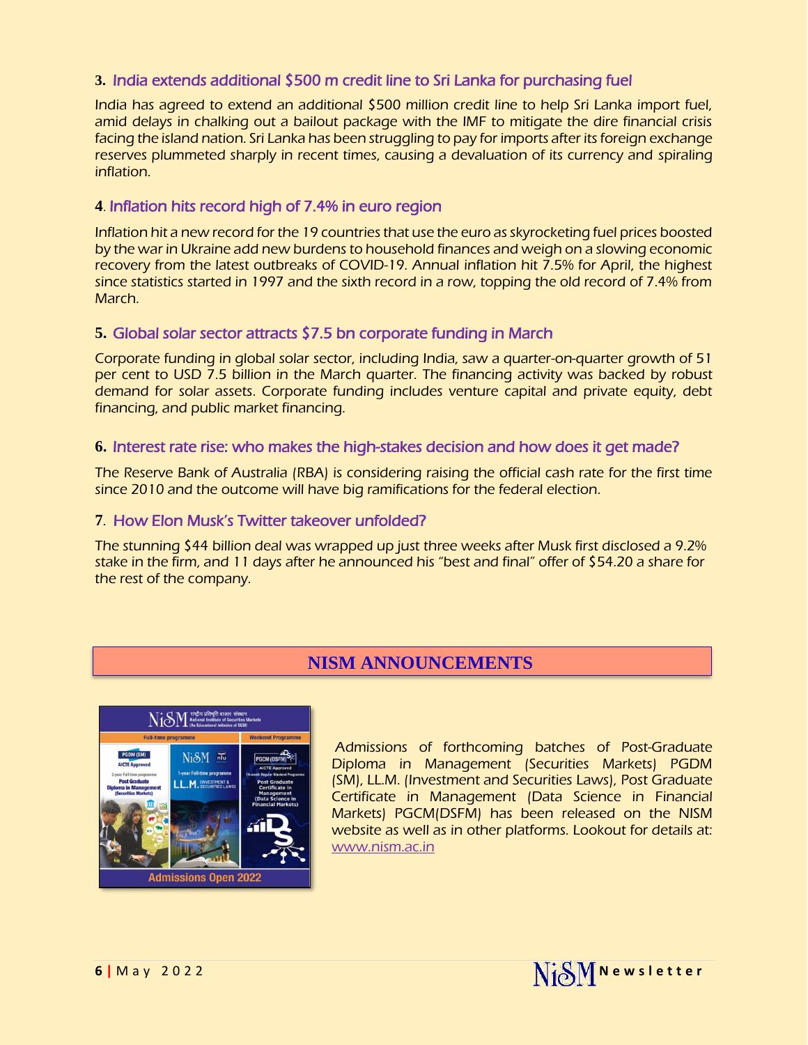### 3. India extends additional $500 m credit line to Sri Lanka for purchasing fuel

India has agreed to extend an additional $500 million credit line to help Sri Lanka import fuel, amid delays in chalking out a bailout package with the IMF to mitigate the dire financial crisis facing the island nation. Sri Lanka has been struggling to pay for imports after its foreign exchange reserves plummeted sharply in recent times, causing a devaluation of its currency and spiraling inflation.

### 4. Inflation hits record high of 7.4% in euro region

Inflation hit a new record for the 19 countries that use the euro as skyrocketing fuel prices boosted by the war in Ukraine add new burdens to household finances and weigh on a slowing economic recovery from the latest outbreaks of COVID-19. Annual inflation hit 7.5% for April, the highest since statistics started in 1997 and the sixth record in a row, topping the old record of 7.4% from March.

### 5. Global solar sector attracts $7.5 bn corporate funding in March

Corporate funding in global solar sector, including India, saw a quarter-on-quarter growth of 51 per cent to USD 7.5 billion in the March quarter. The financing activity was backed by robust demand for solar assets. Corporate funding includes venture capital and private equity, debt financing, and public market financing.

### 6. Interest rate rise: who makes the high-stakes decision and how does it get made?

The Reserve Bank of Australia (RBA) is considering raising the official cash rate for the first time since 2010 and the outcome will have big ramifications for the federal election.

### 7. How Elon Musk's Twitter takeover unfolded?

The stunning $44 billion deal was wrapped up just three weeks after Musk first disclosed a 9.2% stake in the firm, and 11 days after he announced his "best and final" offer of $54.20 a share for the rest of the company.

## NISM ANNOUNCEMENTS

Admissions of forthcoming batches of Post-Graduate Diploma in Management (Securities Markets) PGDM (SM), LL.M. (Investment and Securities Laws), Post Graduate Certificate in Management (Data Science in Financial Markets) PGCM(DSFM) has been released on the NISM website as well as in other platforms. Lookout for details at: www.nism.ac.in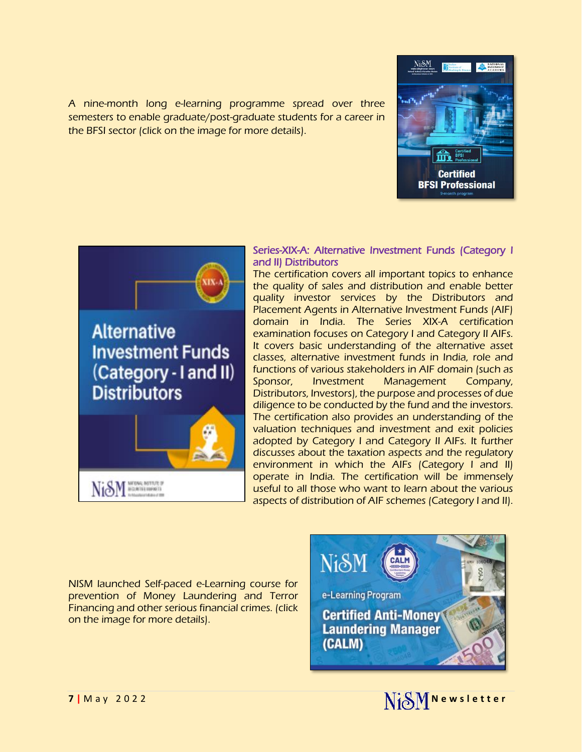A nine-month long e-learning programme spread over three semesters to enable graduate/post-graduate students for a career in the BFSI sector (click on the image for more details).

### Series-XIX-A: Alternative Investment Funds (Category I and II) Distributors

The certification covers all important topics to enhance the quality of sales and distribution and enable better quality investor services by the Distributors and Placement Agents in Alternative Investment Funds (AIF) domain in India. The Series XIX-A certification examination focuses on Category I and Category II AIFs. It covers basic understanding of the alternative asset classes, alternative investment funds in India, role and functions of various stakeholders in AIF domain (such as Sponsor, Investment Management Company, Distributors, Investors), the purpose and processes of due diligence to be conducted by the fund and the investors. The certification also provides an understanding of the valuation techniques and investment and exit policies adopted by Category I and Category II AIFs. It further discusses about the taxation aspects and the regulatory environment in which the AIFs (Category I and II) operate in India. The certification will be immensely useful to all those who want to learn about the various aspects of distribution of AIF schemes (Category I and II).

NISM launched Self-paced e-Learning course for prevention of Money Laundering and Terror Financing and other serious financial crimes. (click on the image for more details).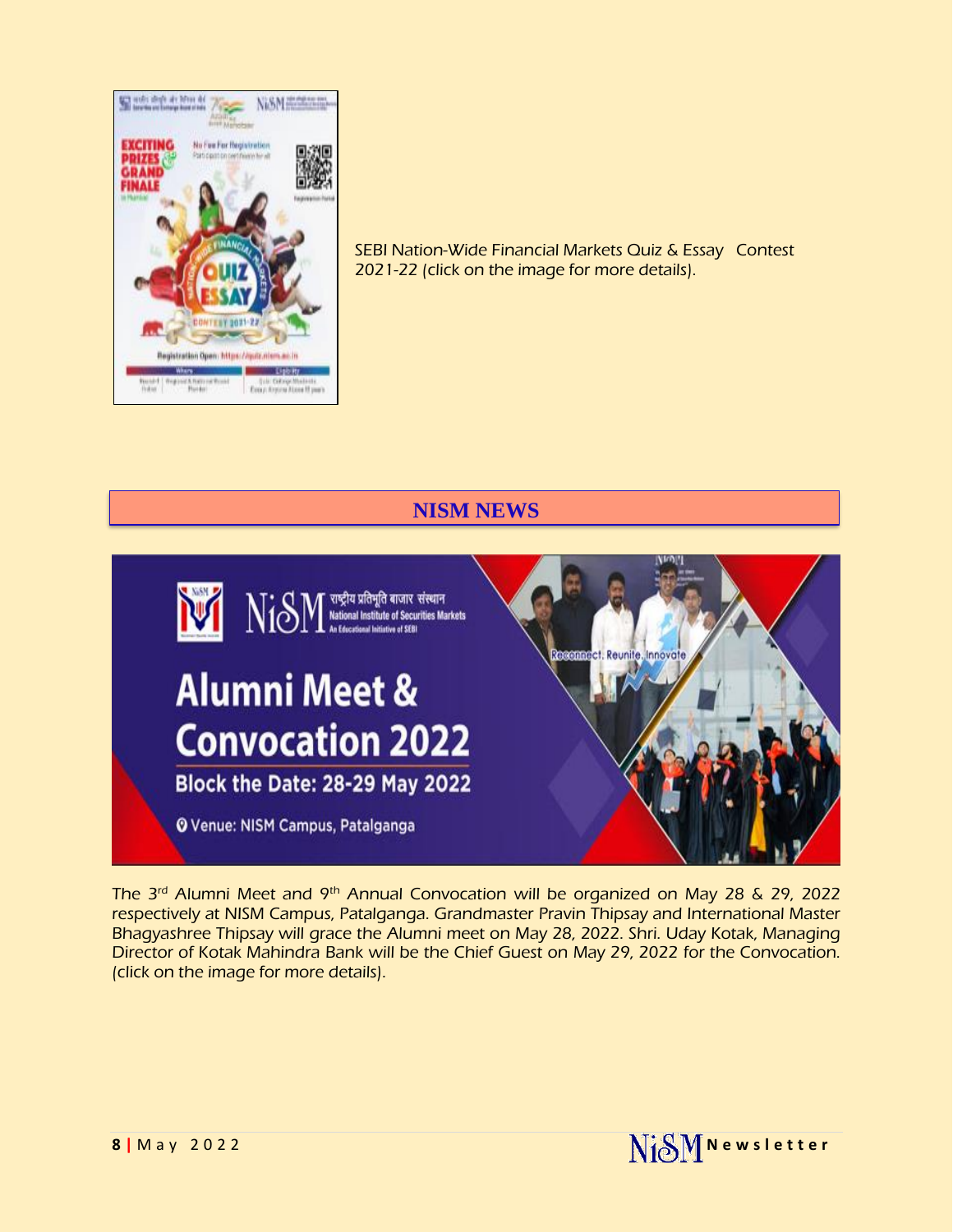SEBI Nation-Wide Financial Markets Quiz & Essay Contest 2021-22 (click on the image for more details).

## NISM NEWS

The 3rd Alumni Meet and 9th Annual Convocation will be organized on May 28 & 29, 2022 respectively at NISM Campus, Patalganga. Grandmaster Pravin Thipsay and International Master Bhagyashree Thipsay will grace the Alumni meet on May 28, 2022. Shri. Uday Kotak, Managing Director of Kotak Mahindra Bank will be the Chief Guest on May 29, 2022 for the Convocation. (click on the image for more details).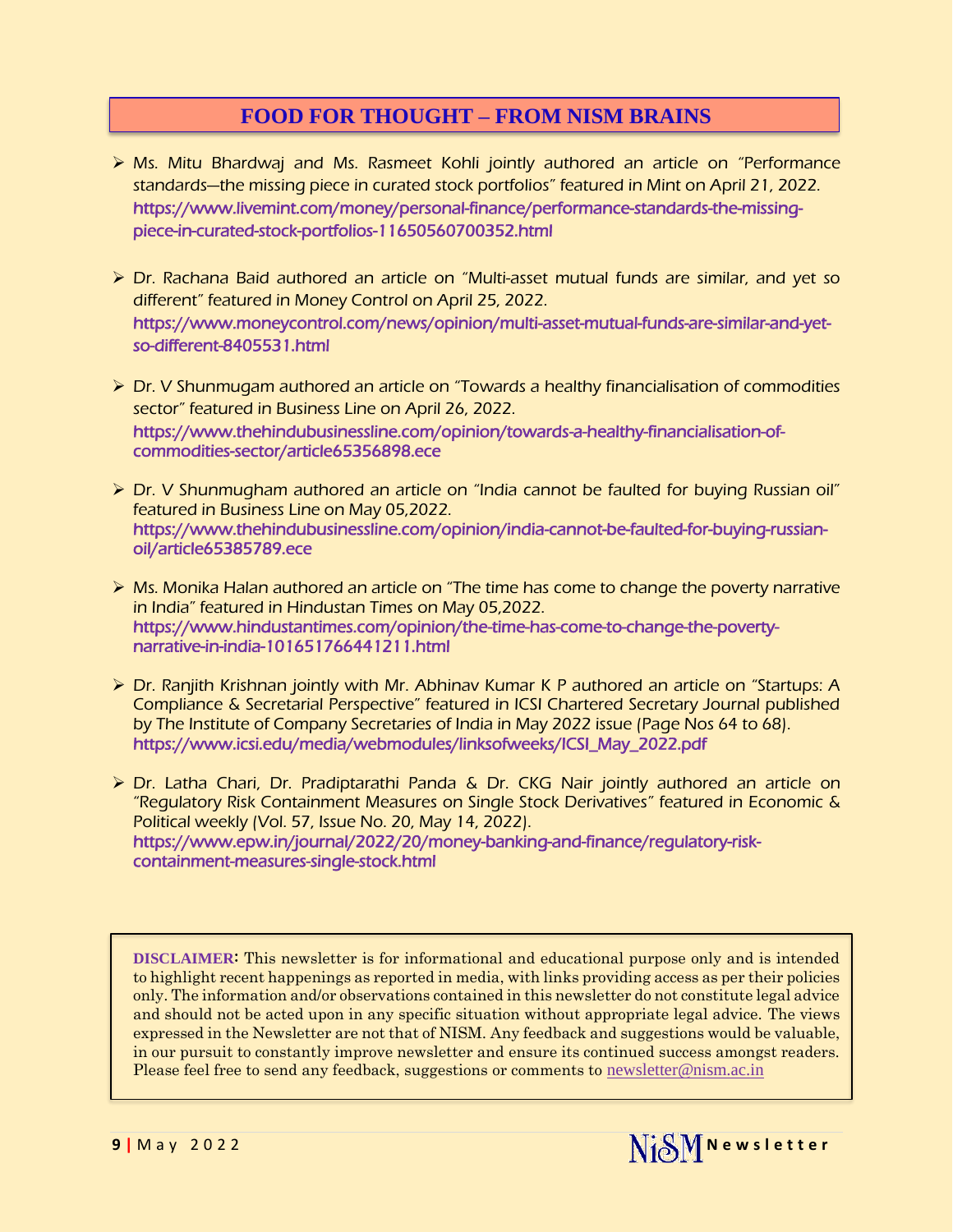## FOOD FOR THOUGHT – FROM NISM BRAINS

- Ms. Mitu Bhardwaj and Ms. Rasmeet Kohli jointly authored an article on "Performance standards—the missing piece in curated stock portfolios" featured in Mint on April 21, 2022.
  https://www.livemint.com/money/personal-finance/performance-standards-the-missing-piece-in-curated-stock-portfolios-11650560700352.html

- Dr. Rachana Baid authored an article on "Multi-asset mutual funds are similar, and yet so different" featured in Money Control on April 25, 2022.
  https://www.moneycontrol.com/news/opinion/multi-asset-mutual-funds-are-similar-and-yet-so-different-8405531.html

- Dr. V Shunmugam authored an article on "Towards a healthy financialisation of commodities sector" featured in Business Line on April 26, 2022.
  https://www.thehindubusinessline.com/opinion/towards-a-healthy-financialisation-of-commodities-sector/article65356898.ece

- Dr. V Shunmugham authored an article on "India cannot be faulted for buying Russian oil" featured in Business Line on May 05,2022.
  https://www.thehindubusinessline.com/opinion/india-cannot-be-faulted-for-buying-russian-oil/article65385789.ece

- Ms. Monika Halan authored an article on "The time has come to change the poverty narrative in India" featured in Hindustan Times on May 05,2022.
  https://www.hindustantimes.com/opinion/the-time-has-come-to-change-the-poverty-narrative-in-india-101651766441211.html

- Dr. Ranjith Krishnan jointly with Mr. Abhinav Kumar K P authored an article on "Startups: A Compliance & Secretarial Perspective" featured in ICSI Chartered Secretary Journal published by The Institute of Company Secretaries of India in May 2022 issue (Page Nos 64 to 68).
  https://www.icsi.edu/media/webmodules/linksofweeks/ICSI_May_2022.pdf

- Dr. Latha Chari, Dr. Pradiptarathi Panda & Dr. CKG Nair jointly authored an article on "Regulatory Risk Containment Measures on Single Stock Derivatives" featured in Economic & Political weekly (Vol. 57, Issue No. 20, May 14, 2022).
  https://www.epw.in/journal/2022/20/money-banking-and-finance/regulatory-risk-containment-measures-single-stock.html

**DISCLAIMER:** This newsletter is for informational and educational purpose only and is intended to highlight recent happenings as reported in media, with links providing access as per their policies only. The information and/or observations contained in this newsletter do not constitute legal advice and should not be acted upon in any specific situation without appropriate legal advice. The views expressed in the Newsletter are not that of NISM. Any feedback and suggestions would be valuable, in our pursuit to constantly improve newsletter and ensure its continued success amongst readers. Please feel free to send any feedback, suggestions or comments to newsletter@nism.ac.in